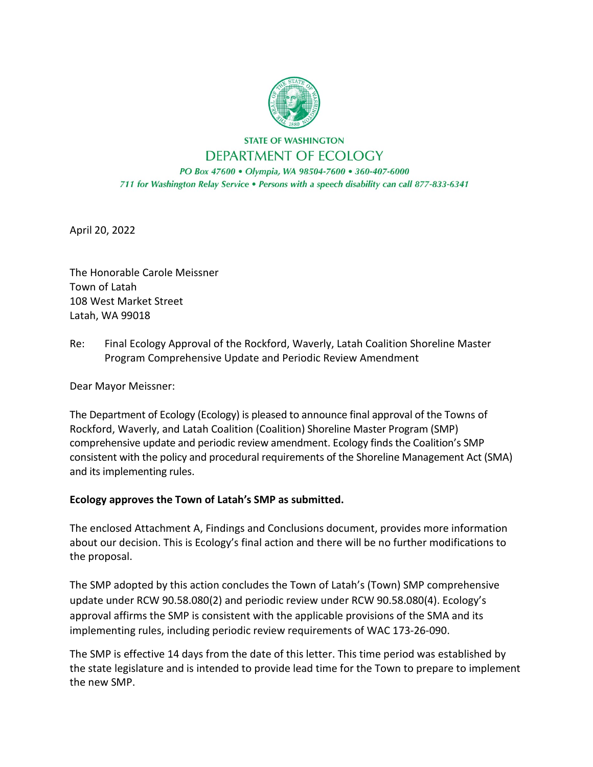STATE OF WASHINGTON

DEPARTMENT OF ECOLOGY

*PO Box 47600 • Olympia, WA 98504-7600 • 360-407-6000*

*711 for Washington Relay Service • Persons with a speech disability can call 877-833-6341*

April 20, 2022

The Honorable Carole Meissner
Town of Latah
108 West Market Street
Latah, WA 99018

Re: Final Ecology Approval of the Rockford, Waverly, Latah Coalition Shoreline Master Program Comprehensive Update and Periodic Review Amendment

Dear Mayor Meissner:

The Department of Ecology (Ecology) is pleased to announce final approval of the Towns of Rockford, Waverly, and Latah Coalition (Coalition) Shoreline Master Program (SMP) comprehensive update and periodic review amendment. Ecology finds the Coalition's SMP consistent with the policy and procedural requirements of the Shoreline Management Act (SMA) and its implementing rules.

**Ecology approves the Town of Latah's SMP as submitted.**

The enclosed Attachment A, Findings and Conclusions document, provides more information about our decision. This is Ecology's final action and there will be no further modifications to the proposal.

The SMP adopted by this action concludes the Town of Latah's (Town) SMP comprehensive update under RCW 90.58.080(2) and periodic review under RCW 90.58.080(4). Ecology's approval affirms the SMP is consistent with the applicable provisions of the SMA and its implementing rules, including periodic review requirements of WAC 173-26-090.

The SMP is effective 14 days from the date of this letter. This time period was established by the state legislature and is intended to provide lead time for the Town to prepare to implement the new SMP.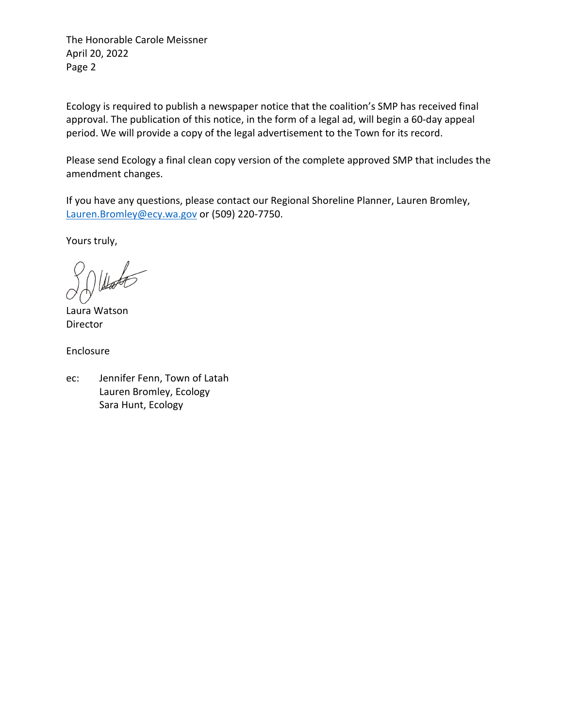Ecology is required to publish a newspaper notice that the coalition's SMP has received final approval. The publication of this notice, in the form of a legal ad, will begin a 60-day appeal period. We will provide a copy of the legal advertisement to the Town for its record.

Please send Ecology a final clean copy version of the complete approved SMP that includes the amendment changes.

If you have any questions, please contact our Regional Shoreline Planner, Lauren Bromley, Lauren.Bromley@ecy.wa.gov or (509) 220-7750.

Yours truly,

Laura Watson
Director

Enclosure

ec: Jennifer Fenn, Town of Latah
Lauren Bromley, Ecology
Sara Hunt, Ecology